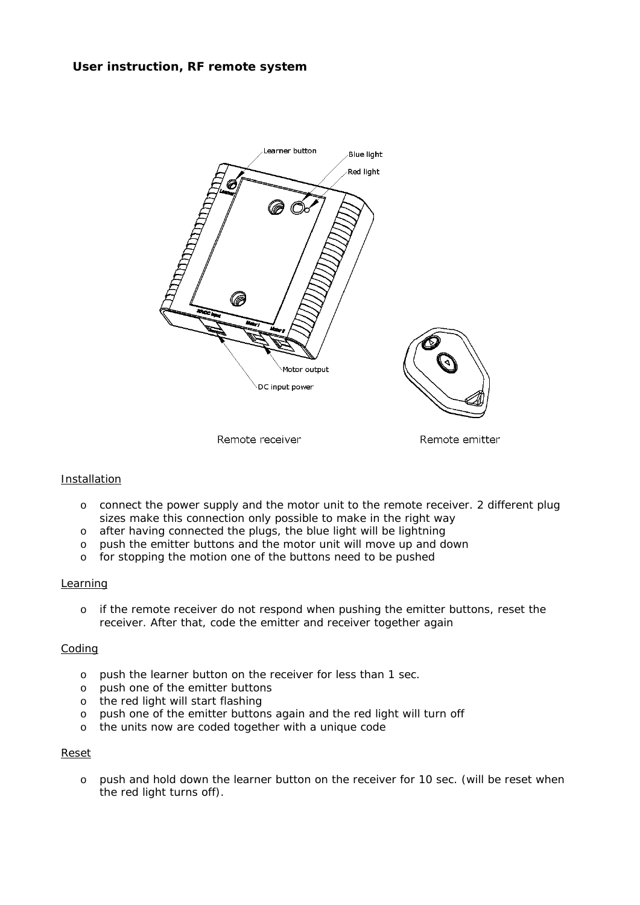**User instruction, RF remote system**

Learner button

Blue light

Red light

Motor output

DC input power

Remote receiver

Remote emitter

Installation

- connect the power supply and the motor unit to the remote receiver. 2 different plug sizes make this connection only possible to make in the right way
- after having connected the plugs, the blue light will be lightning
- push the emitter buttons and the motor unit will move up and down
- for stopping the motion one of the buttons need to be pushed

Learning

- if the remote receiver do not respond when pushing the emitter buttons, reset the receiver. After that, code the emitter and receiver together again

Coding

- push the learner button on the receiver for less than 1 sec.
- push one of the emitter buttons
- the red light will start flashing
- push one of the emitter buttons again and the red light will turn off
- the units now are coded together with a unique code

Reset

- push and hold down the learner button on the receiver for 10 sec. (will be reset when the red light turns off).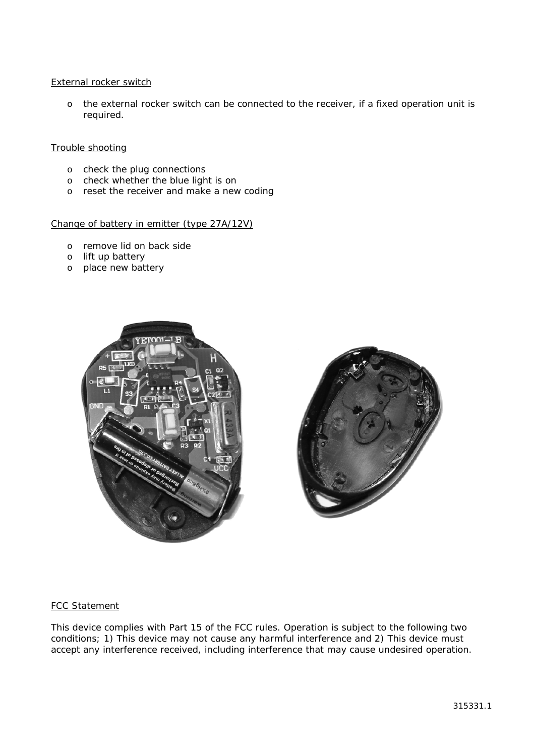External rocker switch

- the external rocker switch can be connected to the receiver, if a fixed operation unit is required.

Trouble shooting

- check the plug connections
- check whether the blue light is on
- reset the receiver and make a new coding

Change of battery in emitter (type 27A/12V)

- remove lid on back side
- lift up battery
- place new battery

FCC Statement

This device complies with Part 15 of the FCC rules. Operation is subject to the following two conditions; 1) This device may not cause any harmful interference and 2) This device must accept any interference received, including interference that may cause undesired operation.

315331.1